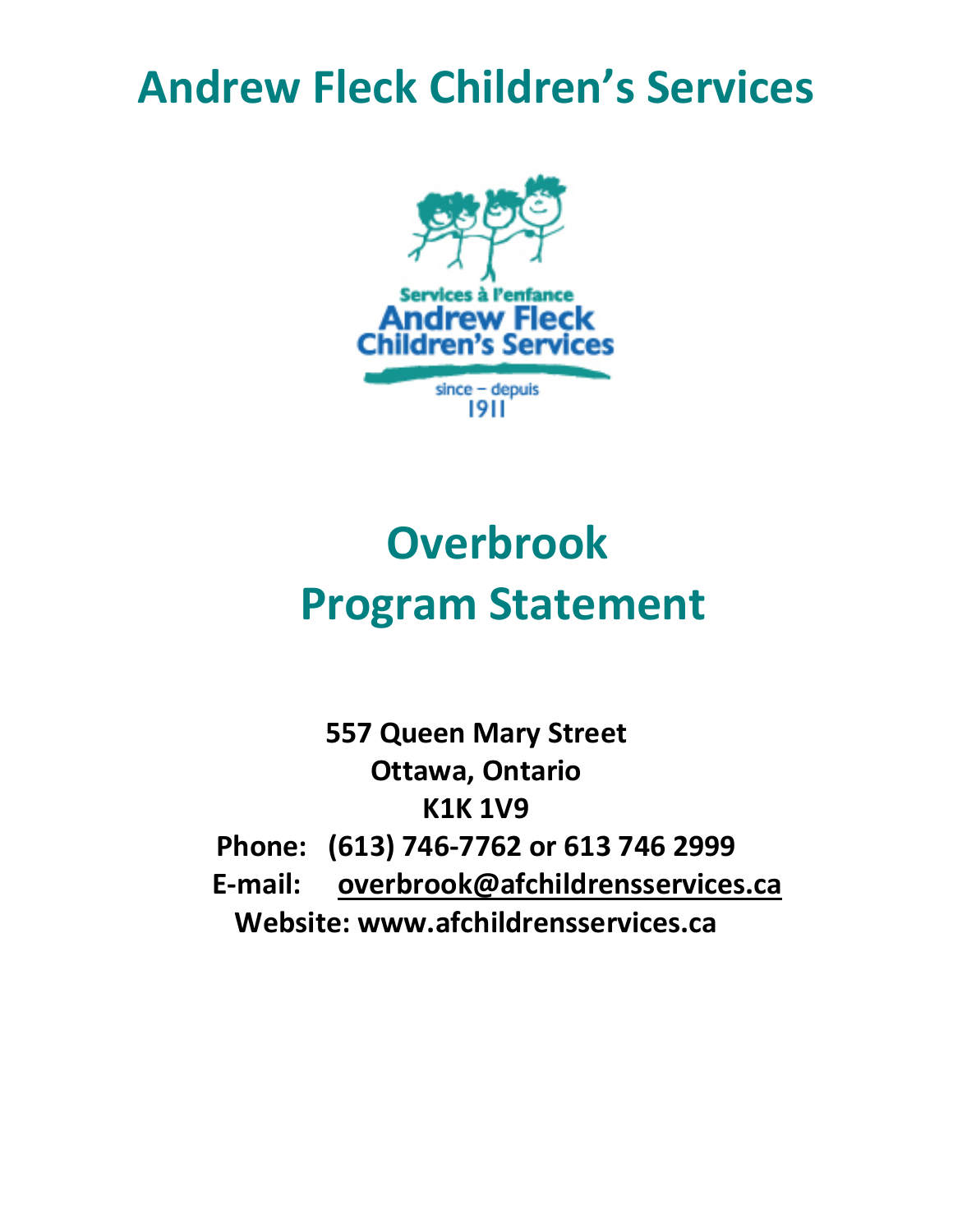# Andrew Fleck Children's Services

# Overbrook
# Program Statement

**557 Queen Mary Street**
**Ottawa, Ontario**
**K1K 1V9**
**Phone: (613) 746-7762 or 613 746 2999**
**E-mail: overbrook@afchildrensservices.ca**
**Website: www.afchildrensservices.ca**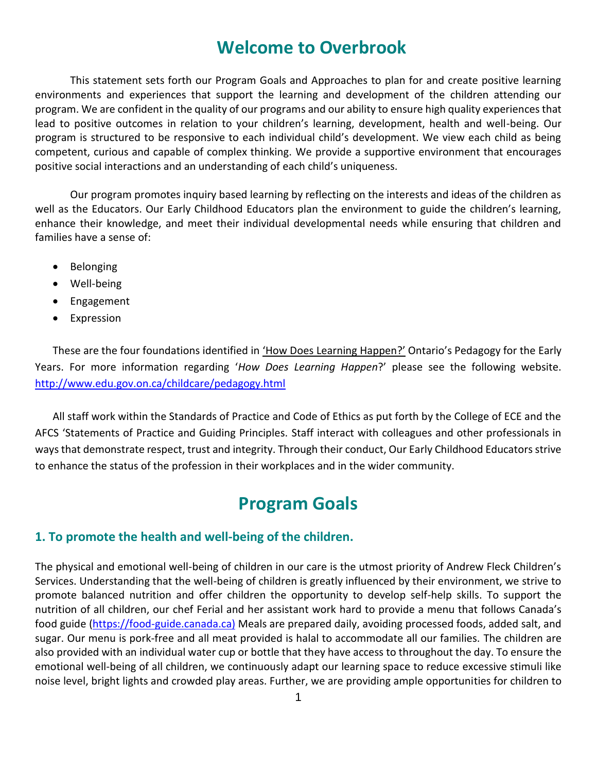# Welcome to Overbrook

This statement sets forth our Program Goals and Approaches to plan for and create positive learning environments and experiences that support the learning and development of the children attending our program. We are confident in the quality of our programs and our ability to ensure high quality experiences that lead to positive outcomes in relation to your children's learning, development, health and well-being. Our program is structured to be responsive to each individual child's development. We view each child as being competent, curious and capable of complex thinking. We provide a supportive environment that encourages positive social interactions and an understanding of each child's uniqueness.

Our program promotes inquiry based learning by reflecting on the interests and ideas of the children as well as the Educators. Our Early Childhood Educators plan the environment to guide the children's learning, enhance their knowledge, and meet their individual developmental needs while ensuring that children and families have a sense of:

- Belonging
- Well-being
- Engagement
- Expression

These are the four foundations identified in 'How Does Learning Happen?' Ontario's Pedagogy for the Early Years. For more information regarding '*How Does Learning Happen*?' please see the following website. http://www.edu.gov.on.ca/childcare/pedagogy.html

All staff work within the Standards of Practice and Code of Ethics as put forth by the College of ECE and the AFCS 'Statements of Practice and Guiding Principles. Staff interact with colleagues and other professionals in ways that demonstrate respect, trust and integrity. Through their conduct, Our Early Childhood Educators strive to enhance the status of the profession in their workplaces and in the wider community.

# Program Goals

### 1. To promote the health and well-being of the children.

The physical and emotional well-being of children in our care is the utmost priority of Andrew Fleck Children's Services. Understanding that the well-being of children is greatly influenced by their environment, we strive to promote balanced nutrition and offer children the opportunity to develop self-help skills. To support the nutrition of all children, our chef Ferial and her assistant work hard to provide a menu that follows Canada's food guide (https://food-guide.canada.ca) Meals are prepared daily, avoiding processed foods, added salt, and sugar. Our menu is pork-free and all meat provided is halal to accommodate all our families. The children are also provided with an individual water cup or bottle that they have access to throughout the day. To ensure the emotional well-being of all children, we continuously adapt our learning space to reduce excessive stimuli like noise level, bright lights and crowded play areas. Further, we are providing ample opportunities for children to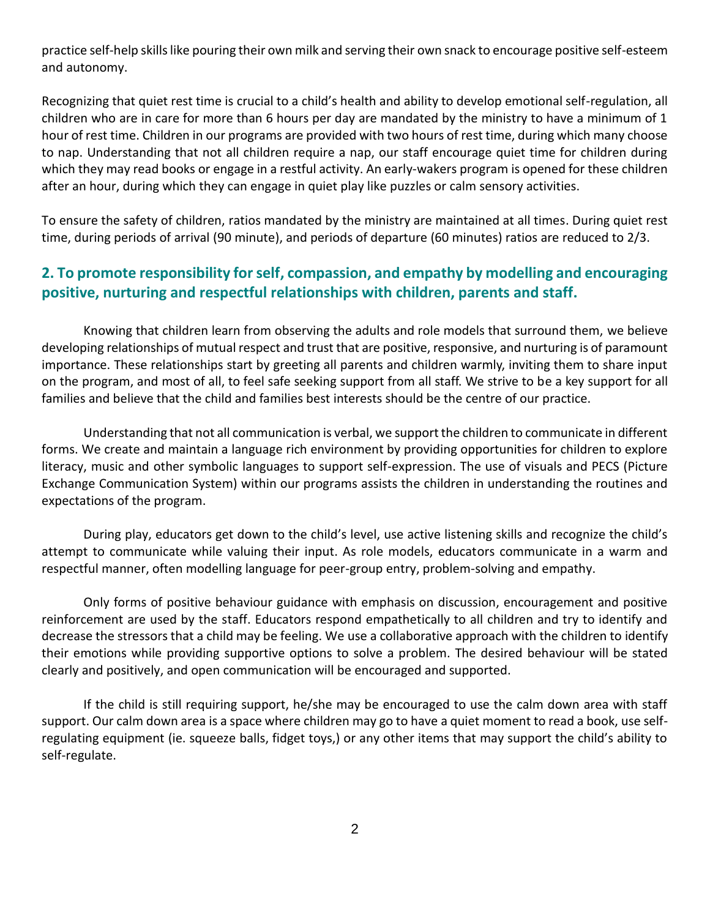practice self-help skills like pouring their own milk and serving their own snack to encourage positive self-esteem and autonomy.

Recognizing that quiet rest time is crucial to a child's health and ability to develop emotional self-regulation, all children who are in care for more than 6 hours per day are mandated by the ministry to have a minimum of 1 hour of rest time. Children in our programs are provided with two hours of rest time, during which many choose to nap. Understanding that not all children require a nap, our staff encourage quiet time for children during which they may read books or engage in a restful activity. An early-wakers program is opened for these children after an hour, during which they can engage in quiet play like puzzles or calm sensory activities.

To ensure the safety of children, ratios mandated by the ministry are maintained at all times. During quiet rest time, during periods of arrival (90 minute), and periods of departure (60 minutes) ratios are reduced to 2/3.

## 2. To promote responsibility for self, compassion, and empathy by modelling and encouraging positive, nurturing and respectful relationships with children, parents and staff.

Knowing that children learn from observing the adults and role models that surround them, we believe developing relationships of mutual respect and trust that are positive, responsive, and nurturing is of paramount importance. These relationships start by greeting all parents and children warmly, inviting them to share input on the program, and most of all, to feel safe seeking support from all staff. We strive to be a key support for all families and believe that the child and families best interests should be the centre of our practice.

Understanding that not all communication is verbal, we support the children to communicate in different forms. We create and maintain a language rich environment by providing opportunities for children to explore literacy, music and other symbolic languages to support self-expression. The use of visuals and PECS (Picture Exchange Communication System) within our programs assists the children in understanding the routines and expectations of the program.

During play, educators get down to the child's level, use active listening skills and recognize the child's attempt to communicate while valuing their input. As role models, educators communicate in a warm and respectful manner, often modelling language for peer-group entry, problem-solving and empathy.

Only forms of positive behaviour guidance with emphasis on discussion, encouragement and positive reinforcement are used by the staff. Educators respond empathetically to all children and try to identify and decrease the stressors that a child may be feeling. We use a collaborative approach with the children to identify their emotions while providing supportive options to solve a problem. The desired behaviour will be stated clearly and positively, and open communication will be encouraged and supported.

If the child is still requiring support, he/she may be encouraged to use the calm down area with staff support. Our calm down area is a space where children may go to have a quiet moment to read a book, use self-regulating equipment (ie. squeeze balls, fidget toys,) or any other items that may support the child's ability to self-regulate.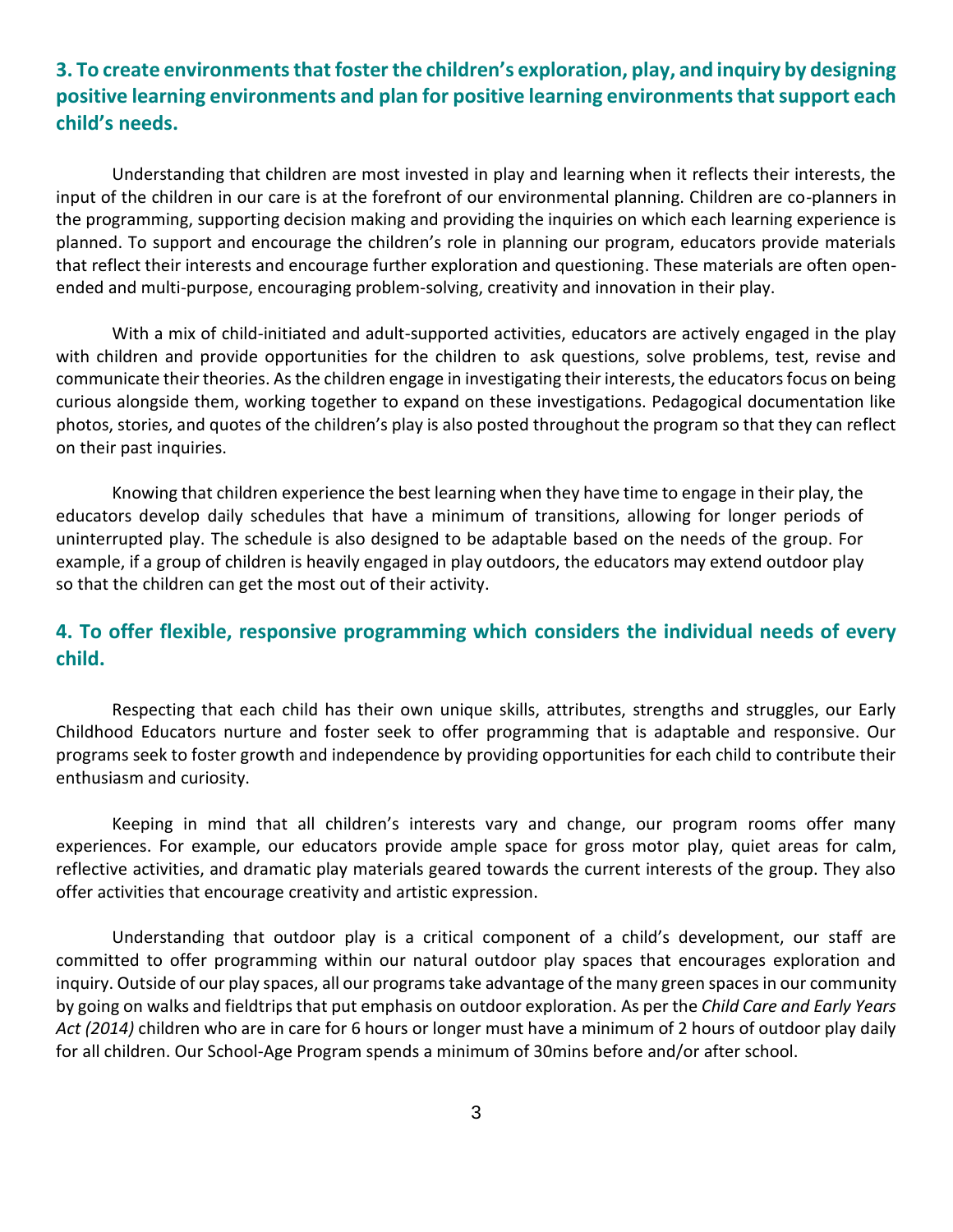## 3. To create environments that foster the children's exploration, play, and inquiry by designing positive learning environments and plan for positive learning environments that support each child's needs.

Understanding that children are most invested in play and learning when it reflects their interests, the input of the children in our care is at the forefront of our environmental planning. Children are co-planners in the programming, supporting decision making and providing the inquiries on which each learning experience is planned. To support and encourage the children's role in planning our program, educators provide materials that reflect their interests and encourage further exploration and questioning. These materials are often open-ended and multi-purpose, encouraging problem-solving, creativity and innovation in their play.

With a mix of child-initiated and adult-supported activities, educators are actively engaged in the play with children and provide opportunities for the children to ask questions, solve problems, test, revise and communicate their theories. As the children engage in investigating their interests, the educators focus on being curious alongside them, working together to expand on these investigations. Pedagogical documentation like photos, stories, and quotes of the children's play is also posted throughout the program so that they can reflect on their past inquiries.

Knowing that children experience the best learning when they have time to engage in their play, the educators develop daily schedules that have a minimum of transitions, allowing for longer periods of uninterrupted play. The schedule is also designed to be adaptable based on the needs of the group. For example, if a group of children is heavily engaged in play outdoors, the educators may extend outdoor play so that the children can get the most out of their activity.

## 4. To offer flexible, responsive programming which considers the individual needs of every child.

Respecting that each child has their own unique skills, attributes, strengths and struggles, our Early Childhood Educators nurture and foster seek to offer programming that is adaptable and responsive. Our programs seek to foster growth and independence by providing opportunities for each child to contribute their enthusiasm and curiosity.

Keeping in mind that all children's interests vary and change, our program rooms offer many experiences. For example, our educators provide ample space for gross motor play, quiet areas for calm, reflective activities, and dramatic play materials geared towards the current interests of the group. They also offer activities that encourage creativity and artistic expression.

Understanding that outdoor play is a critical component of a child's development, our staff are committed to offer programming within our natural outdoor play spaces that encourages exploration and inquiry. Outside of our play spaces, all our programs take advantage of the many green spaces in our community by going on walks and fieldtrips that put emphasis on outdoor exploration. As per the *Child Care and Early Years Act (2014)* children who are in care for 6 hours or longer must have a minimum of 2 hours of outdoor play daily for all children. Our School-Age Program spends a minimum of 30mins before and/or after school.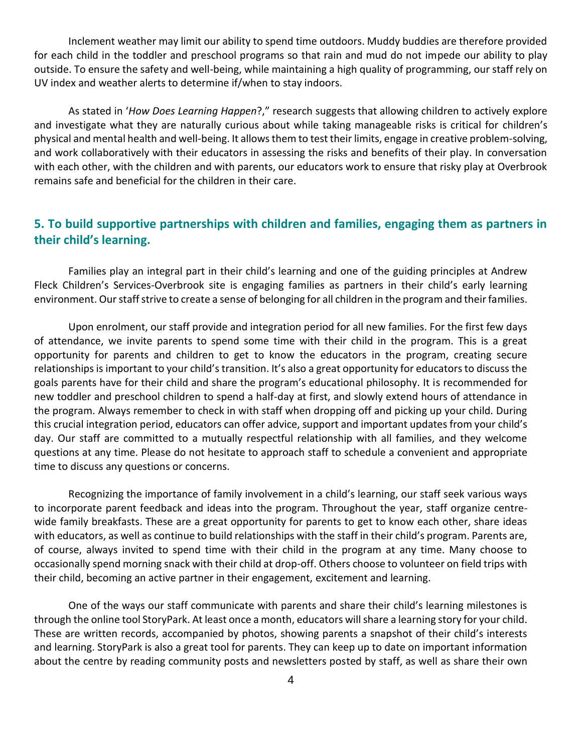Inclement weather may limit our ability to spend time outdoors. Muddy buddies are therefore provided for each child in the toddler and preschool programs so that rain and mud do not impede our ability to play outside. To ensure the safety and well-being, while maintaining a high quality of programming, our staff rely on UV index and weather alerts to determine if/when to stay indoors.

As stated in '*How Does Learning Happen*?," research suggests that allowing children to actively explore and investigate what they are naturally curious about while taking manageable risks is critical for children's physical and mental health and well-being. It allows them to test their limits, engage in creative problem-solving, and work collaboratively with their educators in assessing the risks and benefits of their play. In conversation with each other, with the children and with parents, our educators work to ensure that risky play at Overbrook remains safe and beneficial for the children in their care.

## 5. To build supportive partnerships with children and families, engaging them as partners in their child's learning.

Families play an integral part in their child's learning and one of the guiding principles at Andrew Fleck Children's Services-Overbrook site is engaging families as partners in their child's early learning environment. Our staff strive to create a sense of belonging for all children in the program and their families.

Upon enrolment, our staff provide and integration period for all new families. For the first few days of attendance, we invite parents to spend some time with their child in the program. This is a great opportunity for parents and children to get to know the educators in the program, creating secure relationships is important to your child's transition. It's also a great opportunity for educators to discuss the goals parents have for their child and share the program's educational philosophy. It is recommended for new toddler and preschool children to spend a half-day at first, and slowly extend hours of attendance in the program. Always remember to check in with staff when dropping off and picking up your child. During this crucial integration period, educators can offer advice, support and important updates from your child's day. Our staff are committed to a mutually respectful relationship with all families, and they welcome questions at any time. Please do not hesitate to approach staff to schedule a convenient and appropriate time to discuss any questions or concerns.

Recognizing the importance of family involvement in a child's learning, our staff seek various ways to incorporate parent feedback and ideas into the program. Throughout the year, staff organize centre-wide family breakfasts. These are a great opportunity for parents to get to know each other, share ideas with educators, as well as continue to build relationships with the staff in their child's program. Parents are, of course, always invited to spend time with their child in the program at any time. Many choose to occasionally spend morning snack with their child at drop-off. Others choose to volunteer on field trips with their child, becoming an active partner in their engagement, excitement and learning.

One of the ways our staff communicate with parents and share their child's learning milestones is through the online tool StoryPark. At least once a month, educators will share a learning story for your child. These are written records, accompanied by photos, showing parents a snapshot of their child's interests and learning. StoryPark is also a great tool for parents. They can keep up to date on important information about the centre by reading community posts and newsletters posted by staff, as well as share their own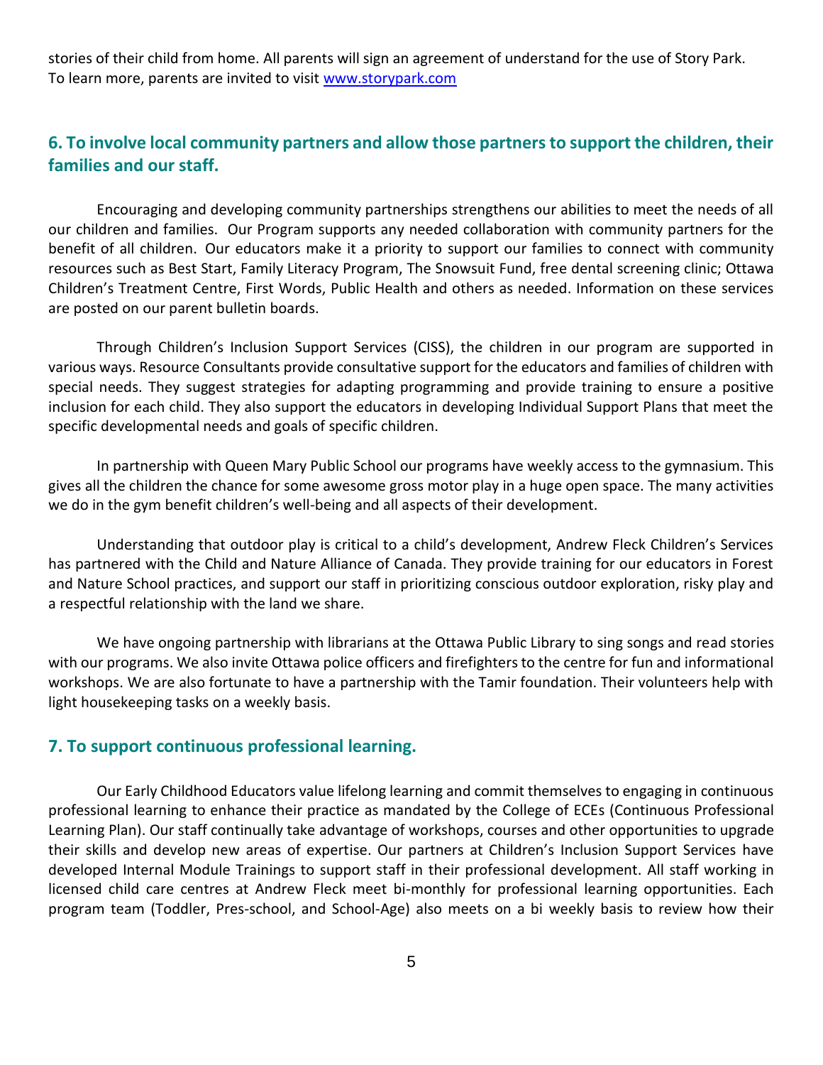stories of their child from home. All parents will sign an agreement of understand for the use of Story Park. To learn more, parents are invited to visit [www.storypark.com](http://www.storypark.com)

## 6. To involve local community partners and allow those partners to support the children, their families and our staff.

Encouraging and developing community partnerships strengthens our abilities to meet the needs of all our children and families. Our Program supports any needed collaboration with community partners for the benefit of all children. Our educators make it a priority to support our families to connect with community resources such as Best Start, Family Literacy Program, The Snowsuit Fund, free dental screening clinic; Ottawa Children's Treatment Centre, First Words, Public Health and others as needed. Information on these services are posted on our parent bulletin boards.

Through Children's Inclusion Support Services (CISS), the children in our program are supported in various ways. Resource Consultants provide consultative support for the educators and families of children with special needs. They suggest strategies for adapting programming and provide training to ensure a positive inclusion for each child. They also support the educators in developing Individual Support Plans that meet the specific developmental needs and goals of specific children.

In partnership with Queen Mary Public School our programs have weekly access to the gymnasium. This gives all the children the chance for some awesome gross motor play in a huge open space. The many activities we do in the gym benefit children's well-being and all aspects of their development.

Understanding that outdoor play is critical to a child's development, Andrew Fleck Children's Services has partnered with the Child and Nature Alliance of Canada. They provide training for our educators in Forest and Nature School practices, and support our staff in prioritizing conscious outdoor exploration, risky play and a respectful relationship with the land we share.

We have ongoing partnership with librarians at the Ottawa Public Library to sing songs and read stories with our programs. We also invite Ottawa police officers and firefighters to the centre for fun and informational workshops. We are also fortunate to have a partnership with the Tamir foundation. Their volunteers help with light housekeeping tasks on a weekly basis.

## 7. To support continuous professional learning.

Our Early Childhood Educators value lifelong learning and commit themselves to engaging in continuous professional learning to enhance their practice as mandated by the College of ECEs (Continuous Professional Learning Plan). Our staff continually take advantage of workshops, courses and other opportunities to upgrade their skills and develop new areas of expertise. Our partners at Children's Inclusion Support Services have developed Internal Module Trainings to support staff in their professional development. All staff working in licensed child care centres at Andrew Fleck meet bi-monthly for professional learning opportunities. Each program team (Toddler, Pres-school, and School-Age) also meets on a bi weekly basis to review how their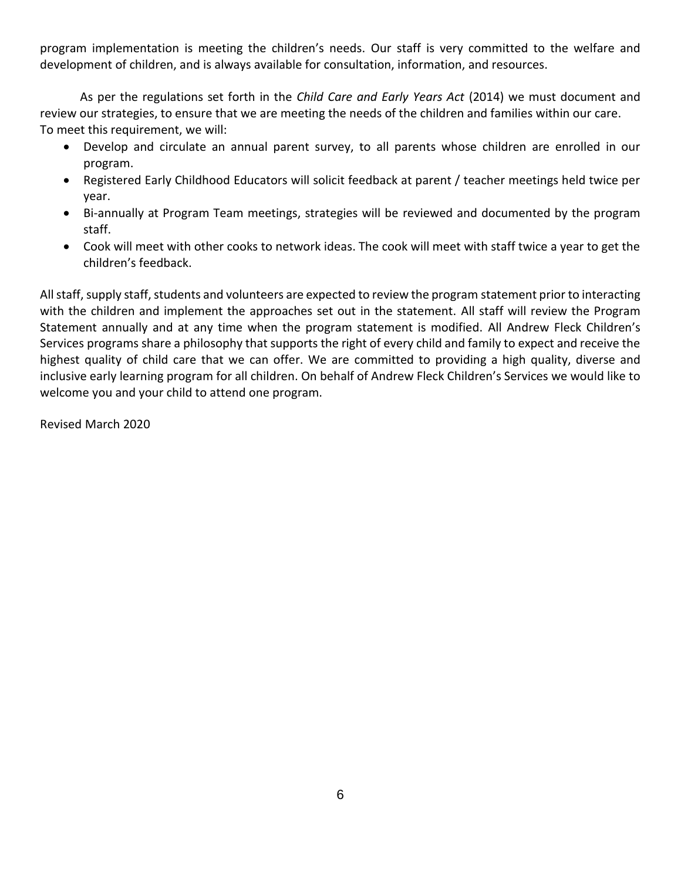program implementation is meeting the children's needs. Our staff is very committed to the welfare and development of children, and is always available for consultation, information, and resources.

As per the regulations set forth in the *Child Care and Early Years Act* (2014) we must document and review our strategies, to ensure that we are meeting the needs of the children and families within our care. To meet this requirement, we will:

- Develop and circulate an annual parent survey, to all parents whose children are enrolled in our program.
- Registered Early Childhood Educators will solicit feedback at parent / teacher meetings held twice per year.
- Bi-annually at Program Team meetings, strategies will be reviewed and documented by the program staff.
- Cook will meet with other cooks to network ideas. The cook will meet with staff twice a year to get the children's feedback.

All staff, supply staff, students and volunteers are expected to review the program statement prior to interacting with the children and implement the approaches set out in the statement. All staff will review the Program Statement annually and at any time when the program statement is modified. All Andrew Fleck Children's Services programs share a philosophy that supports the right of every child and family to expect and receive the highest quality of child care that we can offer. We are committed to providing a high quality, diverse and inclusive early learning program for all children. On behalf of Andrew Fleck Children's Services we would like to welcome you and your child to attend one program.

Revised March 2020